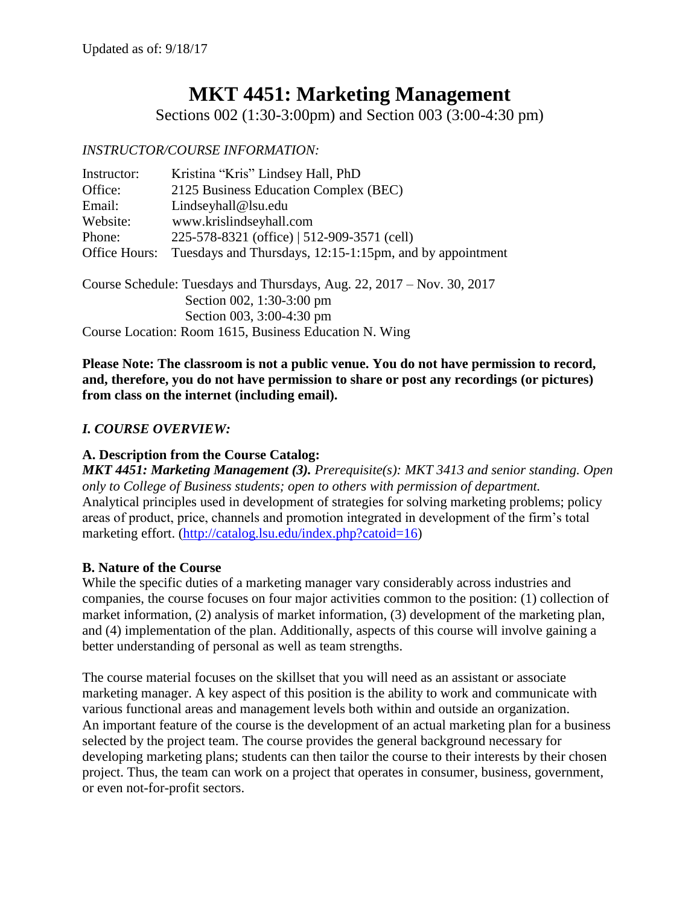Updated as of: 9/18/17

# MKT 4451: Marketing Management

Sections 002 (1:30-3:00pm) and Section 003 (3:00-4:30 pm)

*INSTRUCTOR/COURSE INFORMATION:*

| | |
|---|---|
| Instructor: | Kristina "Kris" Lindsey Hall, PhD |
| Office: | 2125 Business Education Complex (BEC) |
| Email: | Lindseyhall@lsu.edu |
| Website: | www.krislindseyhall.com |
| Phone: | 225-578-8321 (office) \| 512-909-3571 (cell) |
| Office Hours: | Tuesdays and Thursdays, 12:15-1:15pm, and by appointment |

Course Schedule: Tuesdays and Thursdays, Aug. 22, 2017 – Nov. 30, 2017
Section 002, 1:30-3:00 pm
Section 003, 3:00-4:30 pm
Course Location: Room 1615, Business Education N. Wing

**Please Note: The classroom is not a public venue. You do not have permission to record, and, therefore, you do not have permission to share or post any recordings (or pictures) from class on the internet (including email).**

## *I. COURSE OVERVIEW:*

### A. Description from the Course Catalog:

***MKT 4451: Marketing Management (3).*** *Prerequisite(s): MKT 3413 and senior standing. Open only to College of Business students; open to others with permission of department.* Analytical principles used in development of strategies for solving marketing problems; policy areas of product, price, channels and promotion integrated in development of the firm's total marketing effort. (http://catalog.lsu.edu/index.php?catoid=16)

### B. Nature of the Course

While the specific duties of a marketing manager vary considerably across industries and companies, the course focuses on four major activities common to the position: (1) collection of market information, (2) analysis of market information, (3) development of the marketing plan, and (4) implementation of the plan. Additionally, aspects of this course will involve gaining a better understanding of personal as well as team strengths.

The course material focuses on the skillset that you will need as an assistant or associate marketing manager. A key aspect of this position is the ability to work and communicate with various functional areas and management levels both within and outside an organization. An important feature of the course is the development of an actual marketing plan for a business selected by the project team. The course provides the general background necessary for developing marketing plans; students can then tailor the course to their interests by their chosen project. Thus, the team can work on a project that operates in consumer, business, government, or even not-for-profit sectors.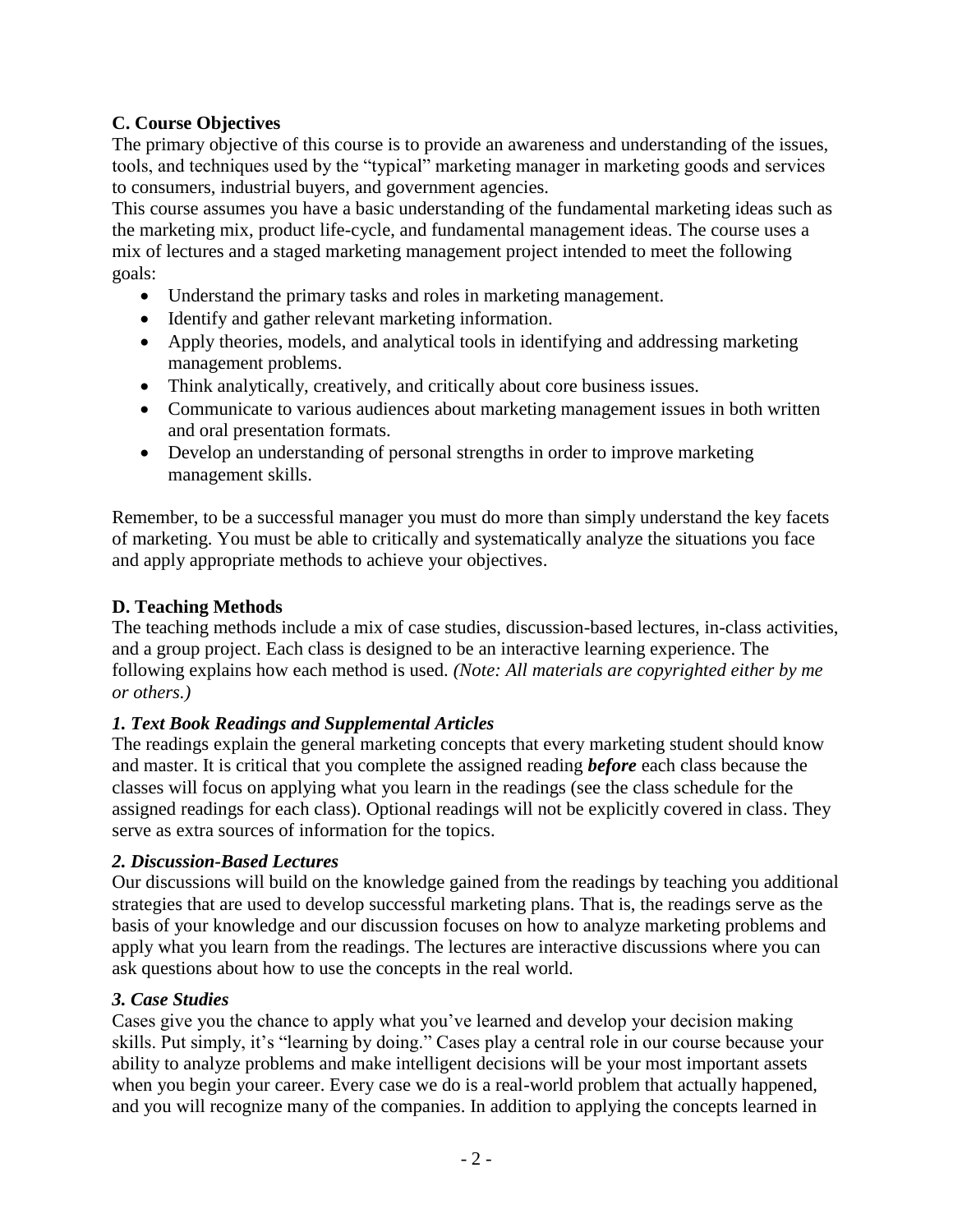### C. Course Objectives

The primary objective of this course is to provide an awareness and understanding of the issues, tools, and techniques used by the "typical" marketing manager in marketing goods and services to consumers, industrial buyers, and government agencies.

This course assumes you have a basic understanding of the fundamental marketing ideas such as the marketing mix, product life-cycle, and fundamental management ideas. The course uses a mix of lectures and a staged marketing management project intended to meet the following goals:

- Understand the primary tasks and roles in marketing management.
- Identify and gather relevant marketing information.
- Apply theories, models, and analytical tools in identifying and addressing marketing management problems.
- Think analytically, creatively, and critically about core business issues.
- Communicate to various audiences about marketing management issues in both written and oral presentation formats.
- Develop an understanding of personal strengths in order to improve marketing management skills.

Remember, to be a successful manager you must do more than simply understand the key facets of marketing. You must be able to critically and systematically analyze the situations you face and apply appropriate methods to achieve your objectives.

### D. Teaching Methods

The teaching methods include a mix of case studies, discussion-based lectures, in-class activities, and a group project. Each class is designed to be an interactive learning experience. The following explains how each method is used. *(Note: All materials are copyrighted either by me or others.)*

#### *1. Text Book Readings and Supplemental Articles*

The readings explain the general marketing concepts that every marketing student should know and master. It is critical that you complete the assigned reading ***before*** each class because the classes will focus on applying what you learn in the readings (see the class schedule for the assigned readings for each class). Optional readings will not be explicitly covered in class. They serve as extra sources of information for the topics.

#### *2. Discussion-Based Lectures*

Our discussions will build on the knowledge gained from the readings by teaching you additional strategies that are used to develop successful marketing plans. That is, the readings serve as the basis of your knowledge and our discussion focuses on how to analyze marketing problems and apply what you learn from the readings. The lectures are interactive discussions where you can ask questions about how to use the concepts in the real world.

#### *3. Case Studies*

Cases give you the chance to apply what you've learned and develop your decision making skills. Put simply, it's "learning by doing." Cases play a central role in our course because your ability to analyze problems and make intelligent decisions will be your most important assets when you begin your career. Every case we do is a real-world problem that actually happened, and you will recognize many of the companies. In addition to applying the concepts learned in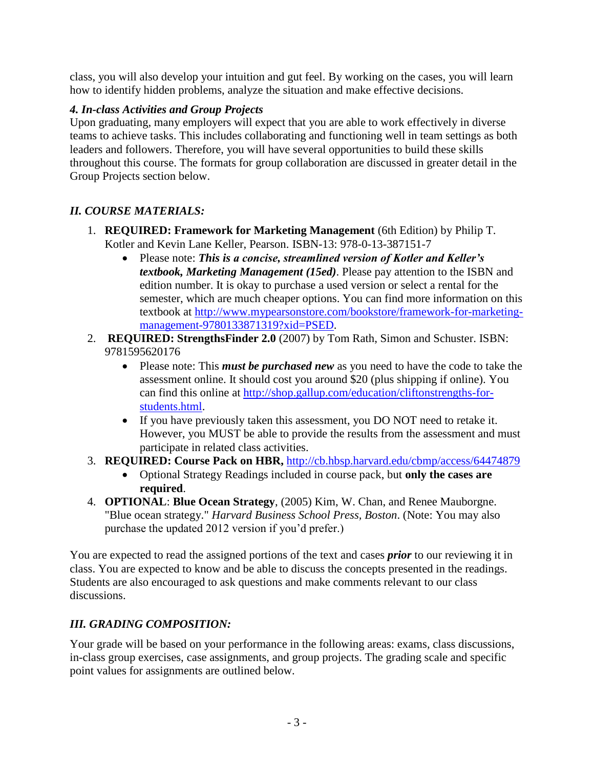class, you will also develop your intuition and gut feel. By working on the cases, you will learn how to identify hidden problems, analyze the situation and make effective decisions.

### *4. In-class Activities and Group Projects*

Upon graduating, many employers will expect that you are able to work effectively in diverse teams to achieve tasks. This includes collaborating and functioning well in team settings as both leaders and followers. Therefore, you will have several opportunities to build these skills throughout this course. The formats for group collaboration are discussed in greater detail in the Group Projects section below.

## *II. COURSE MATERIALS:*

1. **REQUIRED: Framework for Marketing Management** (6th Edition) by Philip T. Kotler and Kevin Lane Keller, Pearson. ISBN-13: 978-0-13-387151-7
   - Please note: ***This is a concise, streamlined version of Kotler and Keller's textbook, Marketing Management (15ed)***. Please pay attention to the ISBN and edition number. It is okay to purchase a used version or select a rental for the semester, which are much cheaper options. You can find more information on this textbook at http://www.mypearsonstore.com/bookstore/framework-for-marketing-management-9780133871319?xid=PSED.
2. **REQUIRED: StrengthsFinder 2.0** (2007) by Tom Rath, Simon and Schuster. ISBN: 9781595620176
   - Please note: This ***must be purchased new*** as you need to have the code to take the assessment online. It should cost you around $20 (plus shipping if online). You can find this online at http://shop.gallup.com/education/cliftonstrengths-for-students.html.
   - If you have previously taken this assessment, you DO NOT need to retake it. However, you MUST be able to provide the results from the assessment and must participate in related class activities.
3. **REQUIRED: Course Pack on HBR,** http://cb.hbsp.harvard.edu/cbmp/access/64474879
   - Optional Strategy Readings included in course pack, but **only the cases are required**.
4. **OPTIONAL**: **Blue Ocean Strategy**, (2005) Kim, W. Chan, and Renee Mauborgne. "Blue ocean strategy." *Harvard Business School Press, Boston*. (Note: You may also purchase the updated 2012 version if you'd prefer.)

You are expected to read the assigned portions of the text and cases ***prior*** to our reviewing it in class. You are expected to know and be able to discuss the concepts presented in the readings. Students are also encouraged to ask questions and make comments relevant to our class discussions.

## *III. GRADING COMPOSITION:*

Your grade will be based on your performance in the following areas: exams, class discussions, in-class group exercises, case assignments, and group projects. The grading scale and specific point values for assignments are outlined below.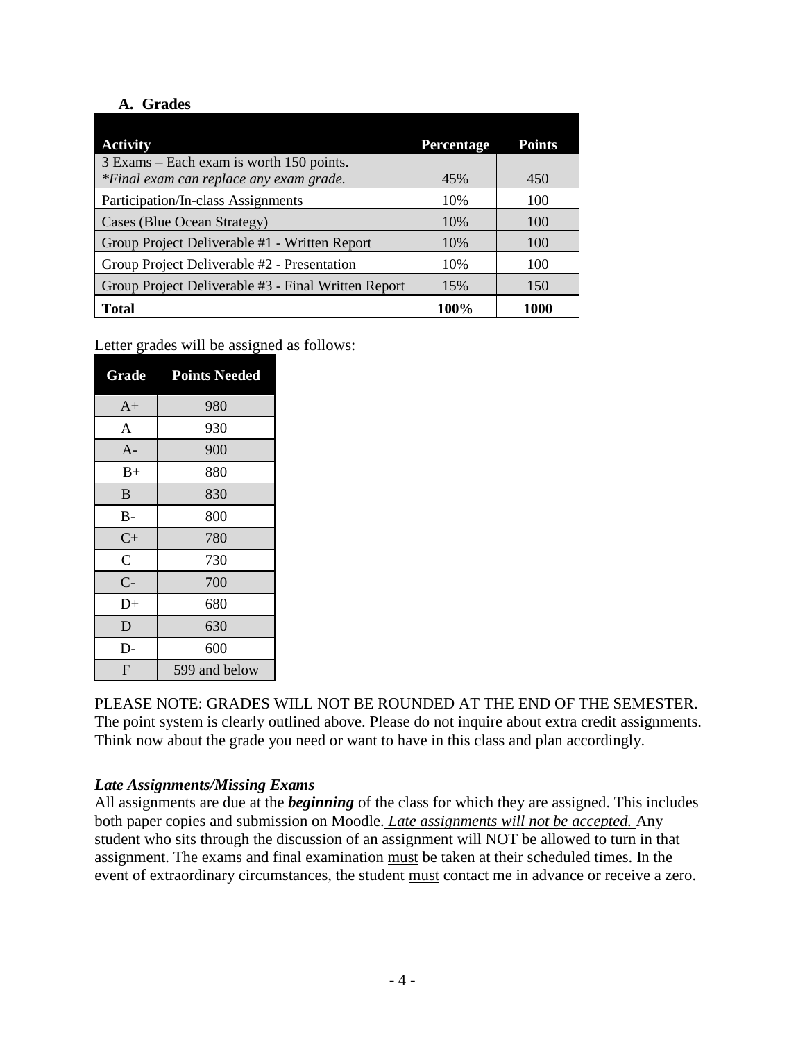### A. Grades

| Activity | Percentage | Points |
|---|---|---|
| 3 Exams – Each exam is worth 150 points. *\*Final exam can replace any exam grade.* | 45% | 450 |
| Participation/In-class Assignments | 10% | 100 |
| Cases (Blue Ocean Strategy) | 10% | 100 |
| Group Project Deliverable #1 - Written Report | 10% | 100 |
| Group Project Deliverable #2 - Presentation | 10% | 100 |
| Group Project Deliverable #3 - Final Written Report | 15% | 150 |
| **Total** | **100%** | **1000** |

Letter grades will be assigned as follows:

| Grade | Points Needed |
|---|---|
| A+ | 980 |
| A | 930 |
| A- | 900 |
| B+ | 880 |
| B | 830 |
| B- | 800 |
| C+ | 780 |
| C | 730 |
| C- | 700 |
| D+ | 680 |
| D | 630 |
| D- | 600 |
| F | 599 and below |

PLEASE NOTE: GRADES WILL <u>NOT</u> BE ROUNDED AT THE END OF THE SEMESTER. The point system is clearly outlined above. Please do not inquire about extra credit assignments. Think now about the grade you need or want to have in this class and plan accordingly.

***Late Assignments/Missing Exams***

All assignments are due at the ***beginning*** of the class for which they are assigned. This includes both paper copies and submission on Moodle. *<u>Late assignments will not be accepted.</u>* Any student who sits through the discussion of an assignment will NOT be allowed to turn in that assignment. The exams and final examination <u>must</u> be taken at their scheduled times. In the event of extraordinary circumstances, the student <u>must</u> contact me in advance or receive a zero.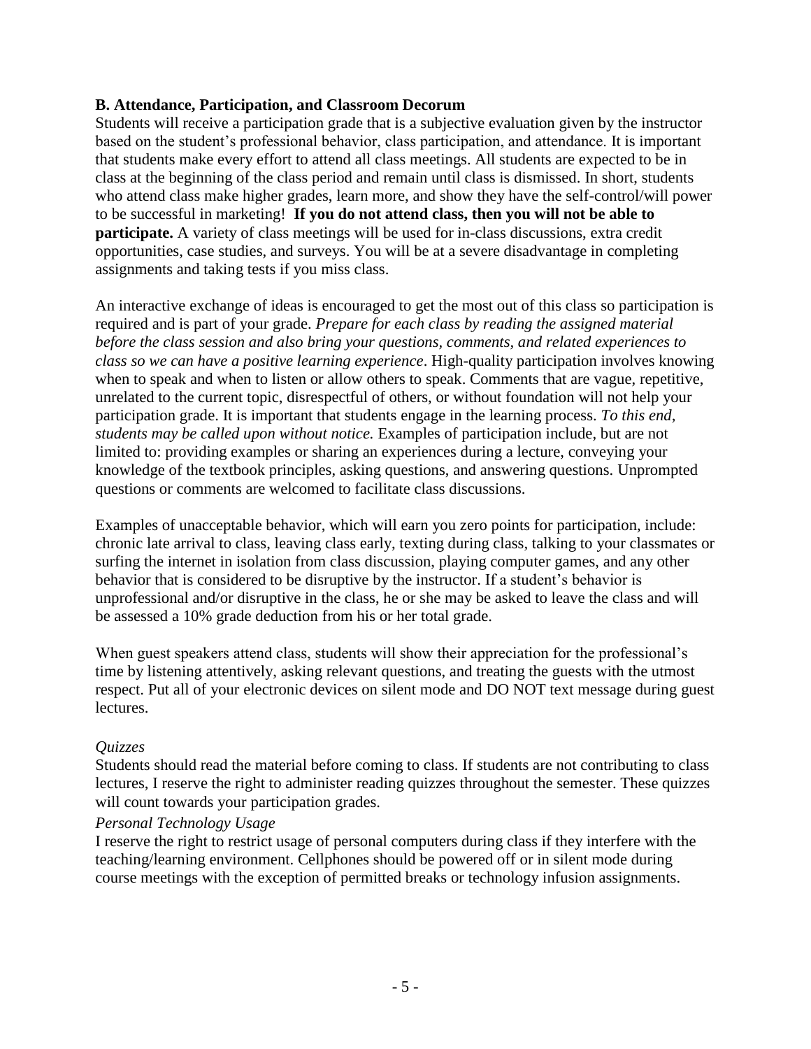### B. Attendance, Participation, and Classroom Decorum

Students will receive a participation grade that is a subjective evaluation given by the instructor based on the student's professional behavior, class participation, and attendance. It is important that students make every effort to attend all class meetings. All students are expected to be in class at the beginning of the class period and remain until class is dismissed. In short, students who attend class make higher grades, learn more, and show they have the self-control/will power to be successful in marketing! **If you do not attend class, then you will not be able to participate.** A variety of class meetings will be used for in-class discussions, extra credit opportunities, case studies, and surveys. You will be at a severe disadvantage in completing assignments and taking tests if you miss class.

An interactive exchange of ideas is encouraged to get the most out of this class so participation is required and is part of your grade. *Prepare for each class by reading the assigned material before the class session and also bring your questions, comments, and related experiences to class so we can have a positive learning experience*. High-quality participation involves knowing when to speak and when to listen or allow others to speak. Comments that are vague, repetitive, unrelated to the current topic, disrespectful of others, or without foundation will not help your participation grade. It is important that students engage in the learning process. *To this end, students may be called upon without notice.* Examples of participation include, but are not limited to: providing examples or sharing an experiences during a lecture, conveying your knowledge of the textbook principles, asking questions, and answering questions. Unprompted questions or comments are welcomed to facilitate class discussions.

Examples of unacceptable behavior, which will earn you zero points for participation, include: chronic late arrival to class, leaving class early, texting during class, talking to your classmates or surfing the internet in isolation from class discussion, playing computer games, and any other behavior that is considered to be disruptive by the instructor. If a student's behavior is unprofessional and/or disruptive in the class, he or she may be asked to leave the class and will be assessed a 10% grade deduction from his or her total grade.

When guest speakers attend class, students will show their appreciation for the professional's time by listening attentively, asking relevant questions, and treating the guests with the utmost respect. Put all of your electronic devices on silent mode and DO NOT text message during guest lectures.

*Quizzes*

Students should read the material before coming to class. If students are not contributing to class lectures, I reserve the right to administer reading quizzes throughout the semester. These quizzes will count towards your participation grades.

*Personal Technology Usage*

I reserve the right to restrict usage of personal computers during class if they interfere with the teaching/learning environment. Cellphones should be powered off or in silent mode during course meetings with the exception of permitted breaks or technology infusion assignments.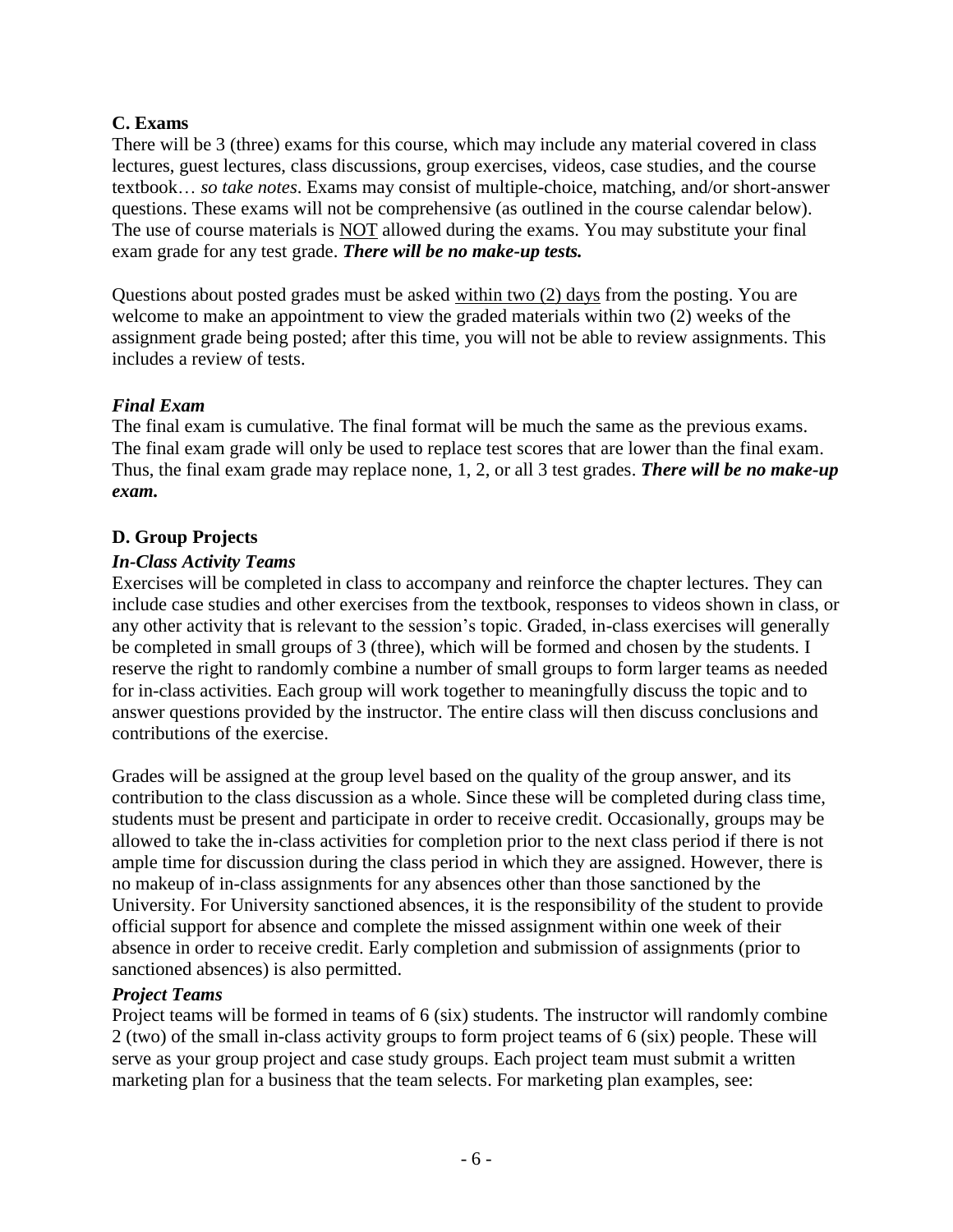### C. Exams

There will be 3 (three) exams for this course, which may include any material covered in class lectures, guest lectures, class discussions, group exercises, videos, case studies, and the course textbook… *so take notes*. Exams may consist of multiple-choice, matching, and/or short-answer questions. These exams will not be comprehensive (as outlined in the course calendar below). The use of course materials is NOT allowed during the exams. You may substitute your final exam grade for any test grade. ***There will be no make-up tests.***

Questions about posted grades must be asked within two (2) days from the posting. You are welcome to make an appointment to view the graded materials within two (2) weeks of the assignment grade being posted; after this time, you will not be able to review assignments. This includes a review of tests.

#### *Final Exam*

The final exam is cumulative. The final format will be much the same as the previous exams. The final exam grade will only be used to replace test scores that are lower than the final exam. Thus, the final exam grade may replace none, 1, 2, or all 3 test grades. ***There will be no make-up exam.***

### D. Group Projects

#### *In-Class Activity Teams*

Exercises will be completed in class to accompany and reinforce the chapter lectures. They can include case studies and other exercises from the textbook, responses to videos shown in class, or any other activity that is relevant to the session's topic. Graded, in-class exercises will generally be completed in small groups of 3 (three), which will be formed and chosen by the students. I reserve the right to randomly combine a number of small groups to form larger teams as needed for in-class activities. Each group will work together to meaningfully discuss the topic and to answer questions provided by the instructor. The entire class will then discuss conclusions and contributions of the exercise.

Grades will be assigned at the group level based on the quality of the group answer, and its contribution to the class discussion as a whole. Since these will be completed during class time, students must be present and participate in order to receive credit. Occasionally, groups may be allowed to take the in-class activities for completion prior to the next class period if there is not ample time for discussion during the class period in which they are assigned. However, there is no makeup of in-class assignments for any absences other than those sanctioned by the University. For University sanctioned absences, it is the responsibility of the student to provide official support for absence and complete the missed assignment within one week of their absence in order to receive credit. Early completion and submission of assignments (prior to sanctioned absences) is also permitted.

#### *Project Teams*

Project teams will be formed in teams of 6 (six) students. The instructor will randomly combine 2 (two) of the small in-class activity groups to form project teams of 6 (six) people. These will serve as your group project and case study groups. Each project team must submit a written marketing plan for a business that the team selects. For marketing plan examples, see: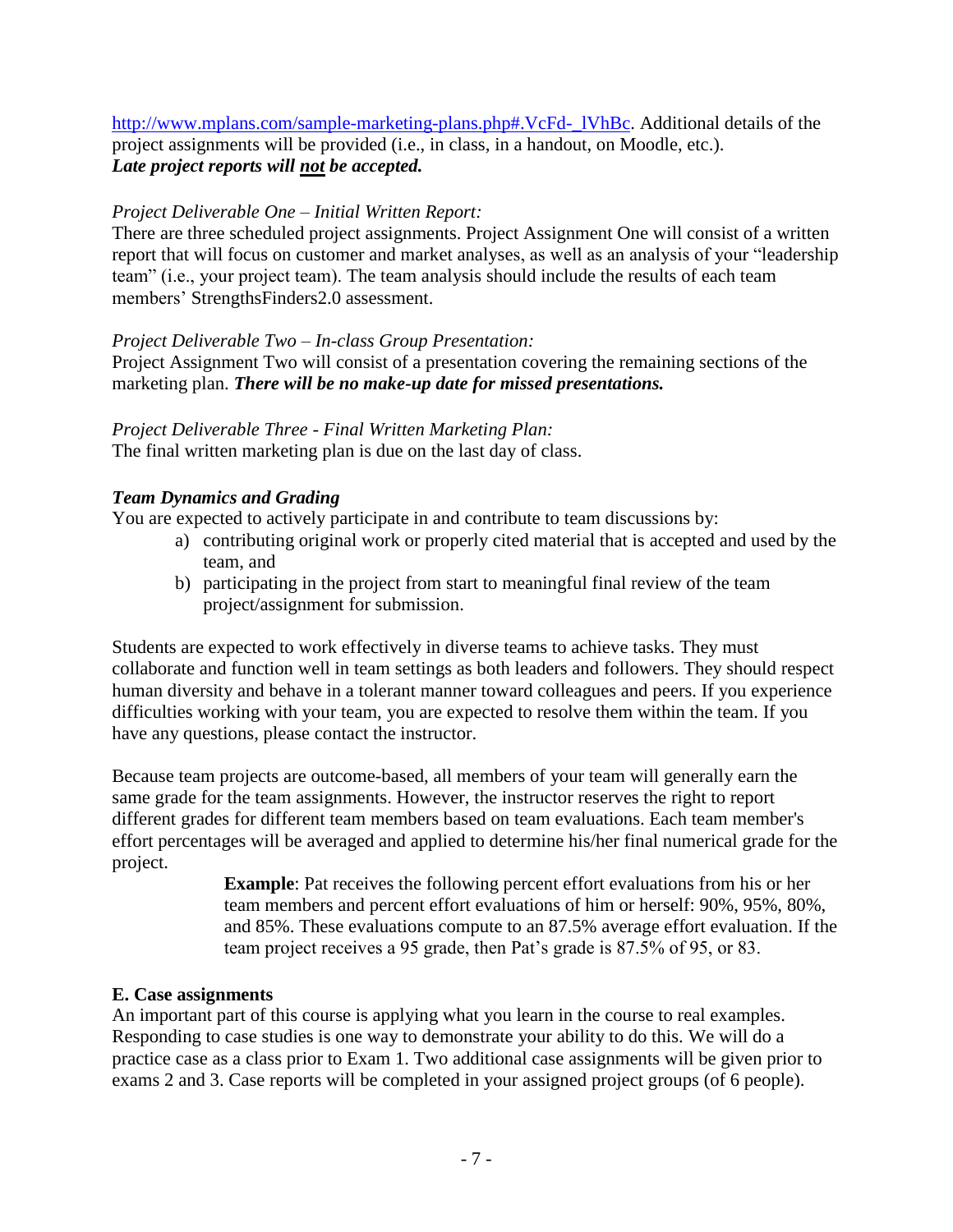http://www.mplans.com/sample-marketing-plans.php#.VcFd-_lVhBc. Additional details of the project assignments will be provided (i.e., in class, in a handout, on Moodle, etc.).
***Late project reports will not be accepted.***

*Project Deliverable One – Initial Written Report:*
There are three scheduled project assignments. Project Assignment One will consist of a written report that will focus on customer and market analyses, as well as an analysis of your "leadership team" (i.e., your project team). The team analysis should include the results of each team members' StrengthsFinders2.0 assessment.

*Project Deliverable Two – In-class Group Presentation:*
Project Assignment Two will consist of a presentation covering the remaining sections of the marketing plan. ***There will be no make-up date for missed presentations.***

*Project Deliverable Three - Final Written Marketing Plan:*
The final written marketing plan is due on the last day of class.

***Team Dynamics and Grading***
You are expected to actively participate in and contribute to team discussions by:

a) contributing original work or properly cited material that is accepted and used by the team, and
b) participating in the project from start to meaningful final review of the team project/assignment for submission.

Students are expected to work effectively in diverse teams to achieve tasks. They must collaborate and function well in team settings as both leaders and followers. They should respect human diversity and behave in a tolerant manner toward colleagues and peers. If you experience difficulties working with your team, you are expected to resolve them within the team. If you have any questions, please contact the instructor.

Because team projects are outcome-based, all members of your team will generally earn the same grade for the team assignments. However, the instructor reserves the right to report different grades for different team members based on team evaluations. Each team member's effort percentages will be averaged and applied to determine his/her final numerical grade for the project.

> **Example**: Pat receives the following percent effort evaluations from his or her team members and percent effort evaluations of him or herself: 90%, 95%, 80%, and 85%. These evaluations compute to an 87.5% average effort evaluation. If the team project receives a 95 grade, then Pat's grade is 87.5% of 95, or 83.

**E. Case assignments**
An important part of this course is applying what you learn in the course to real examples. Responding to case studies is one way to demonstrate your ability to do this. We will do a practice case as a class prior to Exam 1. Two additional case assignments will be given prior to exams 2 and 3. Case reports will be completed in your assigned project groups (of 6 people).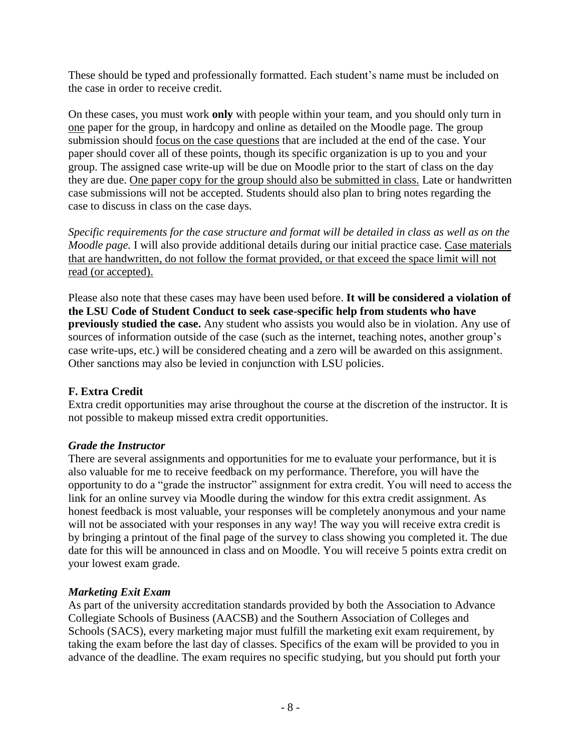These should be typed and professionally formatted. Each student's name must be included on the case in order to receive credit.

On these cases, you must work **only** with people within your team, and you should only turn in one paper for the group, in hardcopy and online as detailed on the Moodle page. The group submission should focus on the case questions that are included at the end of the case. Your paper should cover all of these points, though its specific organization is up to you and your group. The assigned case write-up will be due on Moodle prior to the start of class on the day they are due. One paper copy for the group should also be submitted in class. Late or handwritten case submissions will not be accepted. Students should also plan to bring notes regarding the case to discuss in class on the case days.

*Specific requirements for the case structure and format will be detailed in class as well as on the Moodle page.* I will also provide additional details during our initial practice case. Case materials that are handwritten, do not follow the format provided, or that exceed the space limit will not read (or accepted).

Please also note that these cases may have been used before. **It will be considered a violation of the LSU Code of Student Conduct to seek case-specific help from students who have previously studied the case.** Any student who assists you would also be in violation. Any use of sources of information outside of the case (such as the internet, teaching notes, another group's case write-ups, etc.) will be considered cheating and a zero will be awarded on this assignment. Other sanctions may also be levied in conjunction with LSU policies.

### F. Extra Credit

Extra credit opportunities may arise throughout the course at the discretion of the instructor. It is not possible to makeup missed extra credit opportunities.

#### *Grade the Instructor*

There are several assignments and opportunities for me to evaluate your performance, but it is also valuable for me to receive feedback on my performance. Therefore, you will have the opportunity to do a "grade the instructor" assignment for extra credit. You will need to access the link for an online survey via Moodle during the window for this extra credit assignment. As honest feedback is most valuable, your responses will be completely anonymous and your name will not be associated with your responses in any way! The way you will receive extra credit is by bringing a printout of the final page of the survey to class showing you completed it. The due date for this will be announced in class and on Moodle. You will receive 5 points extra credit on your lowest exam grade.

#### *Marketing Exit Exam*

As part of the university accreditation standards provided by both the Association to Advance Collegiate Schools of Business (AACSB) and the Southern Association of Colleges and Schools (SACS), every marketing major must fulfill the marketing exit exam requirement, by taking the exam before the last day of classes. Specifics of the exam will be provided to you in advance of the deadline. The exam requires no specific studying, but you should put forth your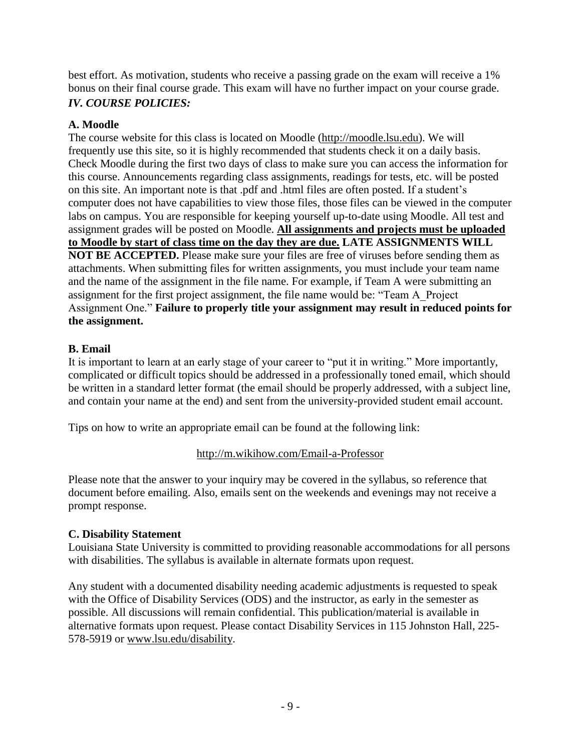best effort. As motivation, students who receive a passing grade on the exam will receive a 1% bonus on their final course grade. This exam will have no further impact on your course grade.

## *IV. COURSE POLICIES:*

### A. Moodle

The course website for this class is located on Moodle (http://moodle.lsu.edu). We will frequently use this site, so it is highly recommended that students check it on a daily basis. Check Moodle during the first two days of class to make sure you can access the information for this course. Announcements regarding class assignments, readings for tests, etc. will be posted on this site. An important note is that .pdf and .html files are often posted. If a student's computer does not have capabilities to view those files, those files can be viewed in the computer labs on campus. You are responsible for keeping yourself up-to-date using Moodle. All test and assignment grades will be posted on Moodle. **All assignments and projects must be uploaded to Moodle by start of class time on the day they are due. LATE ASSIGNMENTS WILL NOT BE ACCEPTED.** Please make sure your files are free of viruses before sending them as attachments. When submitting files for written assignments, you must include your team name and the name of the assignment in the file name. For example, if Team A were submitting an assignment for the first project assignment, the file name would be: "Team A_Project Assignment One." **Failure to properly title your assignment may result in reduced points for the assignment.**

### B. Email

It is important to learn at an early stage of your career to "put it in writing." More importantly, complicated or difficult topics should be addressed in a professionally toned email, which should be written in a standard letter format (the email should be properly addressed, with a subject line, and contain your name at the end) and sent from the university-provided student email account.

Tips on how to write an appropriate email can be found at the following link:

http://m.wikihow.com/Email-a-Professor

Please note that the answer to your inquiry may be covered in the syllabus, so reference that document before emailing. Also, emails sent on the weekends and evenings may not receive a prompt response.

### C. Disability Statement

Louisiana State University is committed to providing reasonable accommodations for all persons with disabilities. The syllabus is available in alternate formats upon request.

Any student with a documented disability needing academic adjustments is requested to speak with the Office of Disability Services (ODS) and the instructor, as early in the semester as possible. All discussions will remain confidential. This publication/material is available in alternative formats upon request. Please contact Disability Services in 115 Johnston Hall, 225-578-5919 or www.lsu.edu/disability.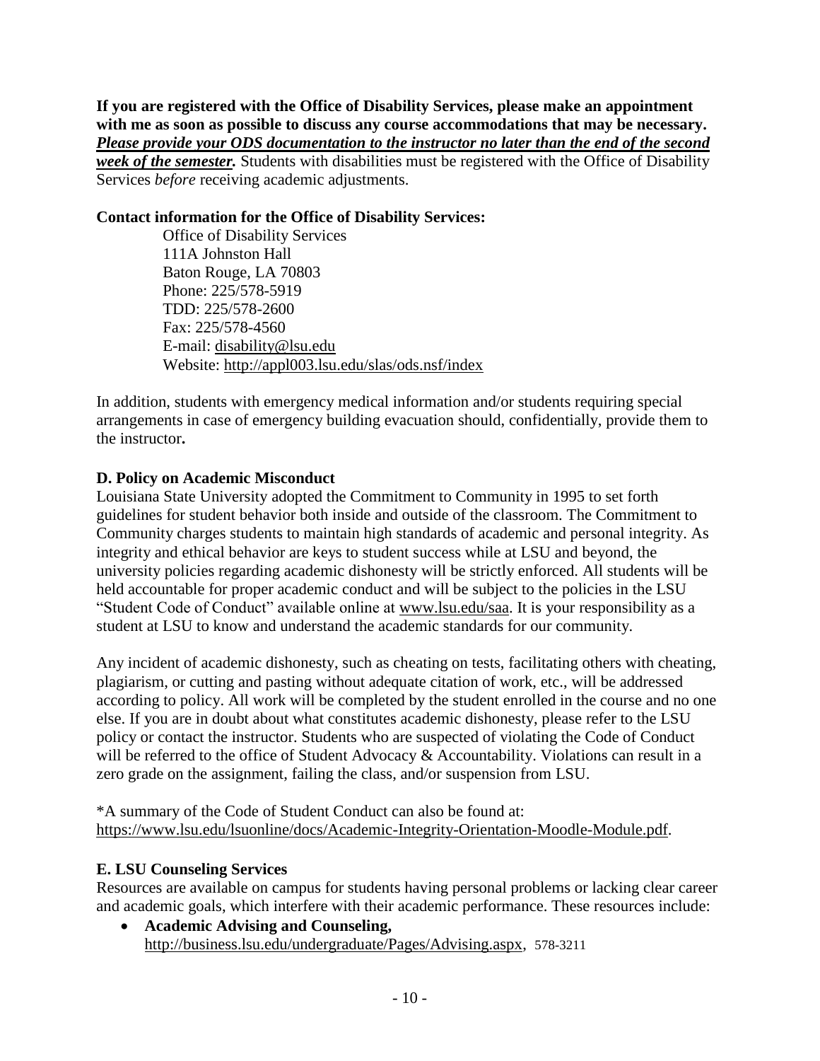**If you are registered with the Office of Disability Services, please make an appointment with me as soon as possible to discuss any course accommodations that may be necessary.** ***Please provide your ODS documentation to the instructor no later than the end of the second week of the semester.*** Students with disabilities must be registered with the Office of Disability Services *before* receiving academic adjustments.

**Contact information for the Office of Disability Services:**

Office of Disability Services
111A Johnston Hall
Baton Rouge, LA 70803
Phone: 225/578-5919
TDD: 225/578-2600
Fax: 225/578-4560
E-mail: disability@lsu.edu
Website: http://appl003.lsu.edu/slas/ods.nsf/index

In addition, students with emergency medical information and/or students requiring special arrangements in case of emergency building evacuation should, confidentially, provide them to the instructor**.**

### D. Policy on Academic Misconduct

Louisiana State University adopted the Commitment to Community in 1995 to set forth guidelines for student behavior both inside and outside of the classroom. The Commitment to Community charges students to maintain high standards of academic and personal integrity. As integrity and ethical behavior are keys to student success while at LSU and beyond, the university policies regarding academic dishonesty will be strictly enforced. All students will be held accountable for proper academic conduct and will be subject to the policies in the LSU "Student Code of Conduct" available online at www.lsu.edu/saa. It is your responsibility as a student at LSU to know and understand the academic standards for our community.

Any incident of academic dishonesty, such as cheating on tests, facilitating others with cheating, plagiarism, or cutting and pasting without adequate citation of work, etc., will be addressed according to policy. All work will be completed by the student enrolled in the course and no one else. If you are in doubt about what constitutes academic dishonesty, please refer to the LSU policy or contact the instructor. Students who are suspected of violating the Code of Conduct will be referred to the office of Student Advocacy & Accountability. Violations can result in a zero grade on the assignment, failing the class, and/or suspension from LSU.

*A summary of the Code of Student Conduct can also be found at: https://www.lsu.edu/lsuonline/docs/Academic-Integrity-Orientation-Moodle-Module.pdf.

### E. LSU Counseling Services

Resources are available on campus for students having personal problems or lacking clear career and academic goals, which interfere with their academic performance. These resources include:

- **Academic Advising and Counseling,** http://business.lsu.edu/undergraduate/Pages/Advising.aspx, 578-3211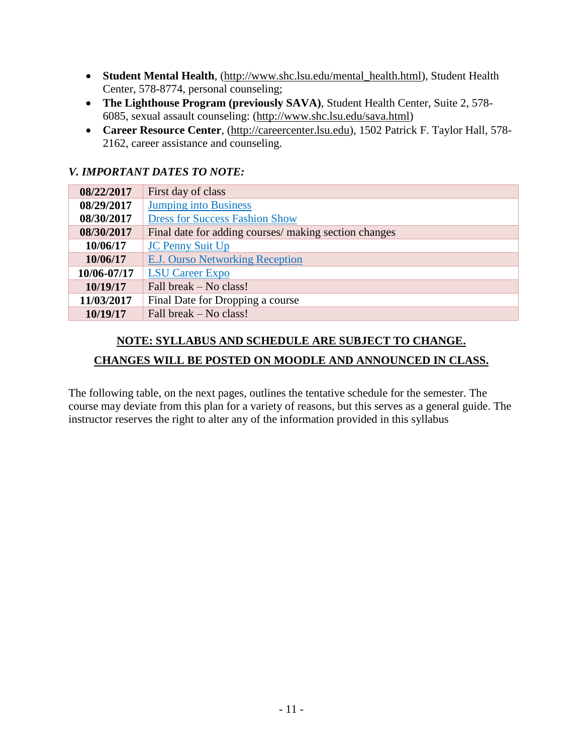- **Student Mental Health**, (http://www.shc.lsu.edu/mental_health.html), Student Health Center, 578-8774, personal counseling;
- **The Lighthouse Program (previously SAVA)**, Student Health Center, Suite 2, 578-6085, sexual assault counseling: (http://www.shc.lsu.edu/sava.html)
- **Career Resource Center**, (http://careercenter.lsu.edu), 1502 Patrick F. Taylor Hall, 578-2162, career assistance and counseling.

### *V. IMPORTANT DATES TO NOTE:*

| | |
|---|---|
| **08/22/2017** | First day of class |
| **08/29/2017** | Jumping into Business |
| **08/30/2017** | Dress for Success Fashion Show |
| **08/30/2017** | Final date for adding courses/ making section changes |
| **10/06/17** | JC Penny Suit Up |
| **10/06/17** | E.J. Ourso Networking Reception |
| **10/06-07/17** | LSU Career Expo |
| **10/19/17** | Fall break – No class! |
| **11/03/2017** | Final Date for Dropping a course |
| **10/19/17** | Fall break – No class! |

**NOTE: SYLLABUS AND SCHEDULE ARE SUBJECT TO CHANGE.**

**CHANGES WILL BE POSTED ON MOODLE AND ANNOUNCED IN CLASS.**

The following table, on the next pages, outlines the tentative schedule for the semester. The course may deviate from this plan for a variety of reasons, but this serves as a general guide. The instructor reserves the right to alter any of the information provided in this syllabus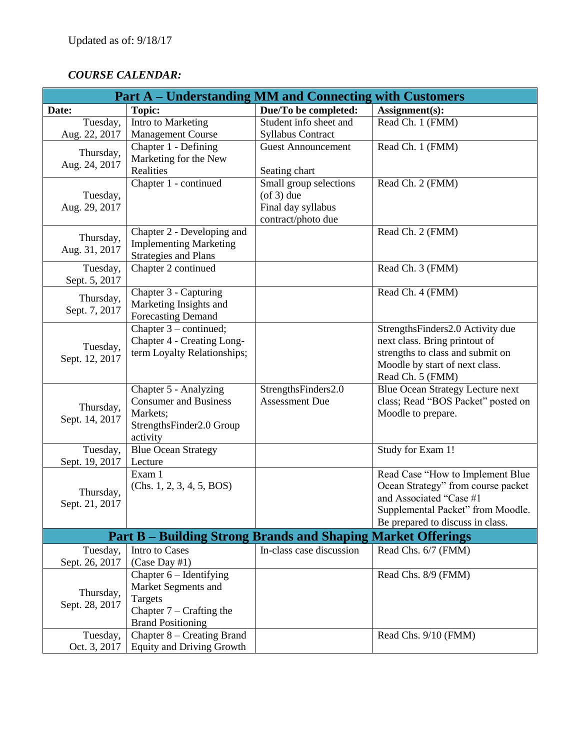Updated as of: 9/18/17

***COURSE CALENDAR:***

| **Part A – Understanding MM and Connecting with Customers** | | | |
|---|---|---|---|
| **Date:** | **Topic:** | **Due/To be completed:** | **Assignment(s):** |
| Tuesday, Aug. 22, 2017 | Intro to Marketing Management Course | Student info sheet and Syllabus Contract | Read Ch. 1 (FMM) |
| Thursday, Aug. 24, 2017 | Chapter 1 - Defining Marketing for the New Realities | Guest Announcement<br><br>Seating chart | Read Ch. 1 (FMM) |
| Tuesday, Aug. 29, 2017 | Chapter 1 - continued | Small group selections (of 3) due<br>Final day syllabus contract/photo due | Read Ch. 2 (FMM) |
| Thursday, Aug. 31, 2017 | Chapter 2 - Developing and Implementing Marketing Strategies and Plans | | Read Ch. 2 (FMM) |
| Tuesday, Sept. 5, 2017 | Chapter 2 continued | | Read Ch. 3 (FMM) |
| Thursday, Sept. 7, 2017 | Chapter 3 - Capturing Marketing Insights and Forecasting Demand | | Read Ch. 4 (FMM) |
| Tuesday, Sept. 12, 2017 | Chapter 3 – continued; Chapter 4 - Creating Long-term Loyalty Relationships; | | StrengthsFinders2.0 Activity due next class. Bring printout of strengths to class and submit on Moodle by start of next class.<br>Read Ch. 5 (FMM) |
| Thursday, Sept. 14, 2017 | Chapter 5 - Analyzing Consumer and Business Markets;<br>StrengthsFinder2.0 Group activity | StrengthsFinders2.0 Assessment Due | Blue Ocean Strategy Lecture next class; Read "BOS Packet" posted on Moodle to prepare. |
| Tuesday, Sept. 19, 2017 | Blue Ocean Strategy Lecture | | Study for Exam 1! |
| Thursday, Sept. 21, 2017 | Exam 1<br>(Chs. 1, 2, 3, 4, 5, BOS) | | Read Case "How to Implement Blue Ocean Strategy" from course packet and Associated "Case #1 Supplemental Packet" from Moodle. Be prepared to discuss in class. |
| **Part B – Building Strong Brands and Shaping Market Offerings** | | | |
| Tuesday, Sept. 26, 2017 | Intro to Cases<br>(Case Day #1) | In-class case discussion | Read Chs. 6/7 (FMM) |
| Thursday, Sept. 28, 2017 | Chapter 6 – Identifying Market Segments and Targets<br>Chapter 7 – Crafting the Brand Positioning | | Read Chs. 8/9 (FMM) |
| Tuesday, Oct. 3, 2017 | Chapter 8 – Creating Brand Equity and Driving Growth | | Read Chs. 9/10 (FMM) |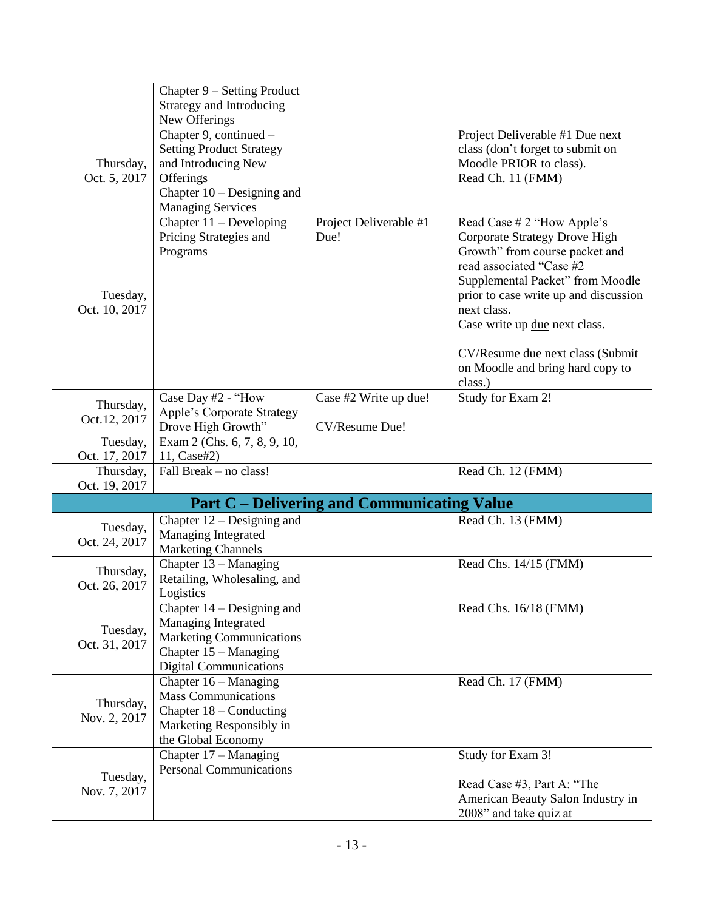| | | | |
|---|---|---|---|
| | Chapter 9 – Setting Product Strategy and Introducing New Offerings | | |
| Thursday, Oct. 5, 2017 | Chapter 9, continued – Setting Product Strategy and Introducing New Offerings<br>Chapter 10 – Designing and Managing Services | | Project Deliverable #1 Due next class (don't forget to submit on Moodle PRIOR to class).<br>Read Ch. 11 (FMM) |
| Tuesday, Oct. 10, 2017 | Chapter 11 – Developing Pricing Strategies and Programs | Project Deliverable #1 Due! | Read Case # 2 "How Apple's Corporate Strategy Drove High Growth" from course packet and read associated "Case #2 Supplemental Packet" from Moodle prior to case write up and discussion next class.<br>Case write up due next class.<br><br>CV/Resume due next class (Submit on Moodle and bring hard copy to class.) |
| Thursday, Oct.12, 2017 | Case Day #2 - "How Apple's Corporate Strategy Drove High Growth" | Case #2 Write up due!<br><br>CV/Resume Due! | Study for Exam 2! |
| Tuesday, Oct. 17, 2017 | Exam 2 (Chs. 6, 7, 8, 9, 10, 11, Case#2) | | |
| Thursday, Oct. 19, 2017 | Fall Break – no class! | | Read Ch. 12 (FMM) |
| **Part C – Delivering and Communicating Value** | | | |
| Tuesday, Oct. 24, 2017 | Chapter 12 – Designing and Managing Integrated Marketing Channels | | Read Ch. 13 (FMM) |
| Thursday, Oct. 26, 2017 | Chapter 13 – Managing Retailing, Wholesaling, and Logistics | | Read Chs. 14/15 (FMM) |
| Tuesday, Oct. 31, 2017 | Chapter 14 – Designing and Managing Integrated Marketing Communications<br>Chapter 15 – Managing Digital Communications | | Read Chs. 16/18 (FMM) |
| Thursday, Nov. 2, 2017 | Chapter 16 – Managing Mass Communications<br>Chapter 18 – Conducting Marketing Responsibly in the Global Economy | | Read Ch. 17 (FMM) |
| Tuesday, Nov. 7, 2017 | Chapter 17 – Managing Personal Communications | | Study for Exam 3!<br><br>Read Case #3, Part A: "The American Beauty Salon Industry in 2008" and take quiz at |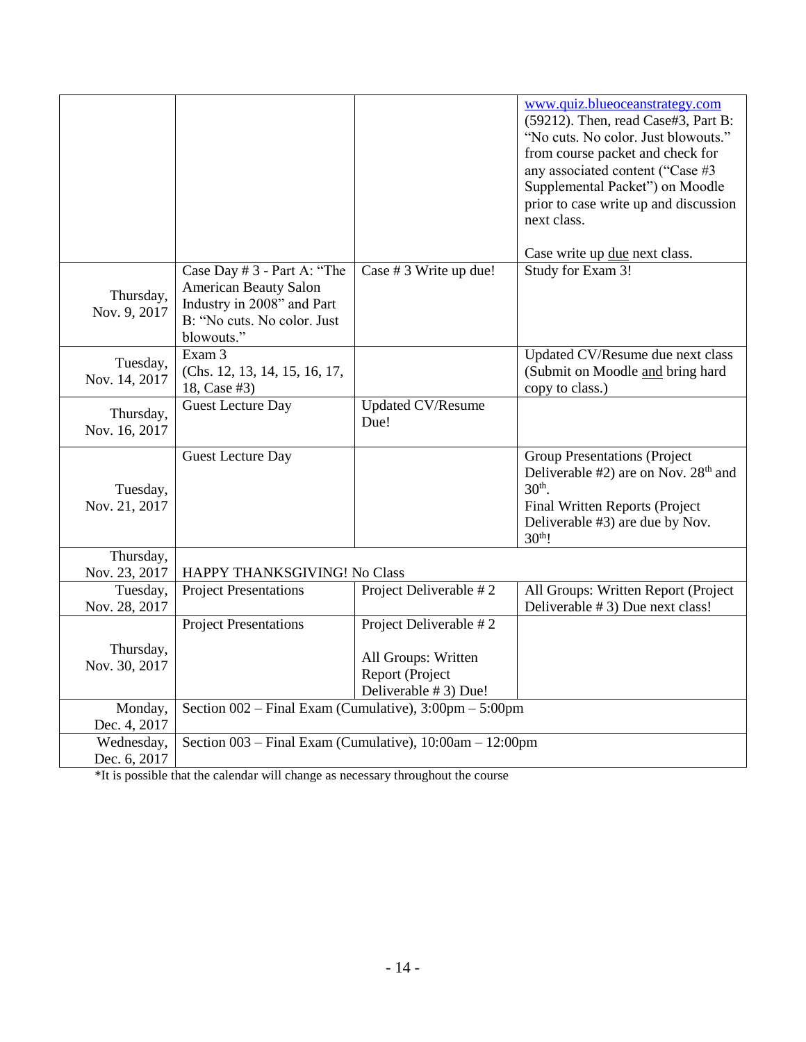| | | | |
|---|---|---|---|
| | | | www.quiz.blueoceanstrategy.com (59212). Then, read Case#3, Part B: "No cuts. No color. Just blowouts." from course packet and check for any associated content ("Case #3 Supplemental Packet") on Moodle prior to case write up and discussion next class.<br><br>Case write up due next class. |
| Thursday, Nov. 9, 2017 | Case Day # 3 - Part A: "The American Beauty Salon Industry in 2008" and Part B: "No cuts. No color. Just blowouts." | Case # 3 Write up due! | Study for Exam 3! |
| Tuesday, Nov. 14, 2017 | Exam 3 (Chs. 12, 13, 14, 15, 16, 17, 18, Case #3) | | Updated CV/Resume due next class (Submit on Moodle and bring hard copy to class.) |
| Thursday, Nov. 16, 2017 | Guest Lecture Day | Updated CV/Resume Due! | |
| Tuesday, Nov. 21, 2017 | Guest Lecture Day | | Group Presentations (Project Deliverable #2) are on Nov. 28th and 30th.<br>Final Written Reports (Project Deliverable #3) are due by Nov. 30th! |
| Thursday, Nov. 23, 2017 | HAPPY THANKSGIVING! No Class | | |
| Tuesday, Nov. 28, 2017 | Project Presentations | Project Deliverable # 2 | All Groups: Written Report (Project Deliverable # 3) Due next class! |
| Thursday, Nov. 30, 2017 | Project Presentations | Project Deliverable # 2<br><br>All Groups: Written Report (Project Deliverable # 3) Due! | |
| Monday, Dec. 4, 2017 | Section 002 – Final Exam (Cumulative), 3:00pm – 5:00pm | | |
| Wednesday, Dec. 6, 2017 | Section 003 – Final Exam (Cumulative), 10:00am – 12:00pm | | |

*It is possible that the calendar will change as necessary throughout the course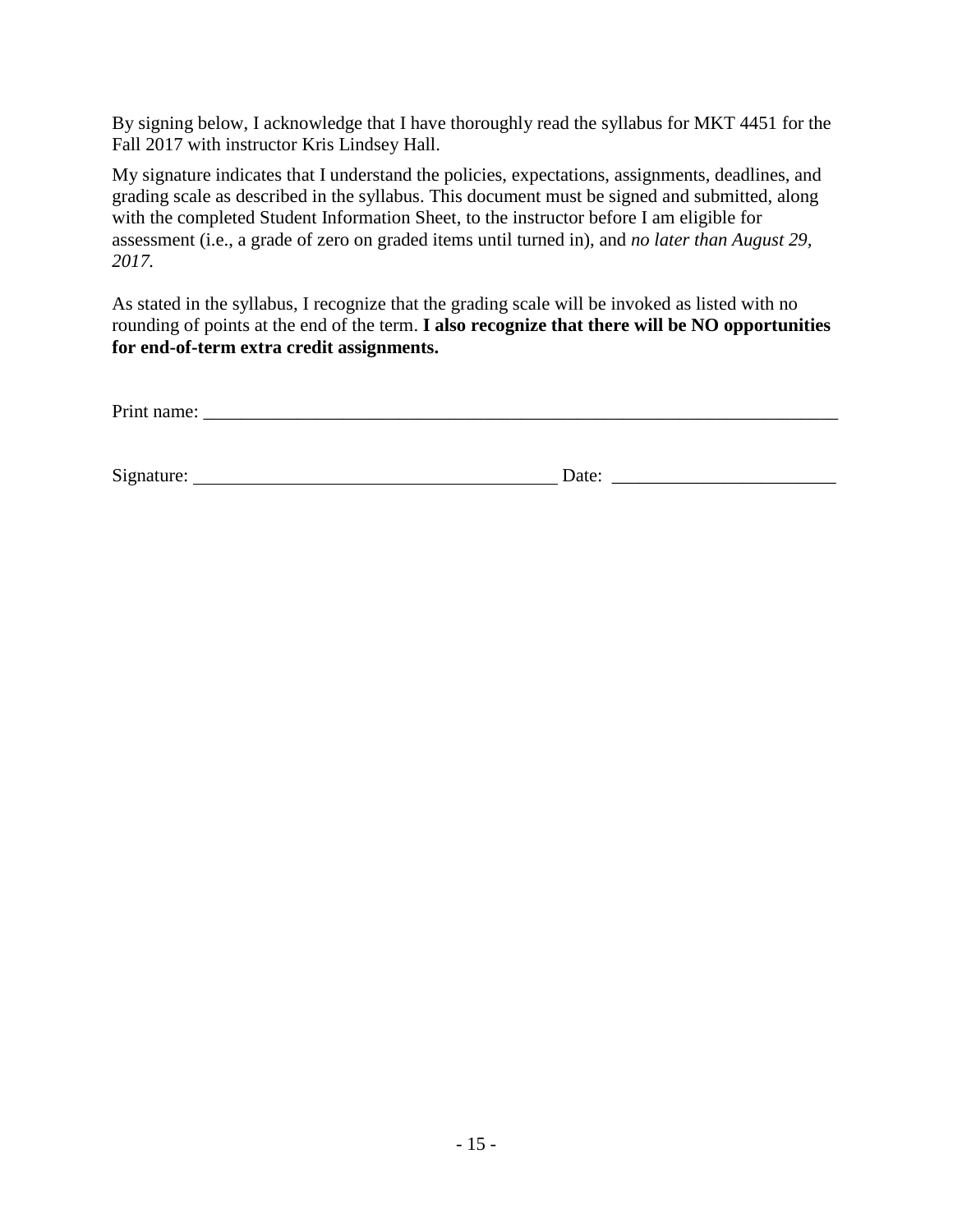By signing below, I acknowledge that I have thoroughly read the syllabus for MKT 4451 for the Fall 2017 with instructor Kris Lindsey Hall.

My signature indicates that I understand the policies, expectations, assignments, deadlines, and grading scale as described in the syllabus. This document must be signed and submitted, along with the completed Student Information Sheet, to the instructor before I am eligible for assessment (i.e., a grade of zero on graded items until turned in), and *no later than August 29, 2017.*

As stated in the syllabus, I recognize that the grading scale will be invoked as listed with no rounding of points at the end of the term. **I also recognize that there will be NO opportunities for end-of-term extra credit assignments.**

Print name: ______________________________________________________________________

Signature: ________________________________________ Date: ________________________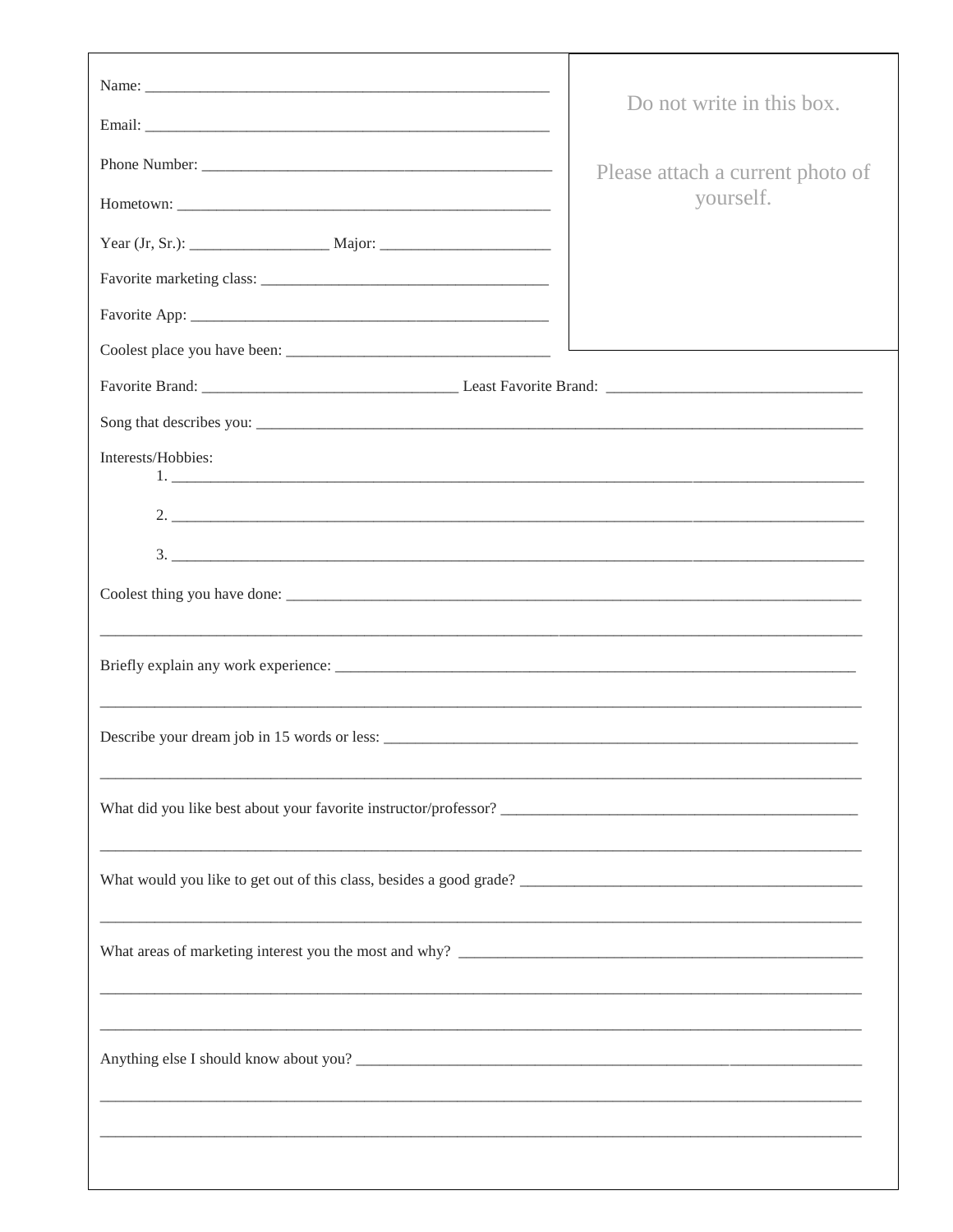Do not write in this box.

Please attach a current photo of yourself.

Name: ______________________________________________

Email: ______________________________________________

Phone Number: ________________________________________

Hometown: ___________________________________________

Year (Jr, Sr.): _________________ Major: _____________________

Favorite marketing class: __________________________________

Favorite App: _________________________________________

Coolest place you have been: _______________________________

Favorite Brand: ______________________________ Least Favorite Brand: ______________________________

Song that describes you: ____________________________________________________________________________

Interests/Hobbies:

1. ____________________________________________________________________________

2. ____________________________________________________________________________

3. ____________________________________________________________________________

Coolest thing you have done: ______________________________________________________________________

______________________________________________________________________________________________

Briefly explain any work experience: ______________________________________________________________

______________________________________________________________________________________________

Describe your dream job in 15 words or less: _______________________________________________________

______________________________________________________________________________________________

What did you like best about your favorite instructor/professor? _______________________________________

______________________________________________________________________________________________

What would you like to get out of this class, besides a good grade? _____________________________________

______________________________________________________________________________________________

What areas of marketing interest you the most and why? _____________________________________________

______________________________________________________________________________________________

______________________________________________________________________________________________

Anything else I should know about you? ___________________________________________________________

______________________________________________________________________________________________

______________________________________________________________________________________________